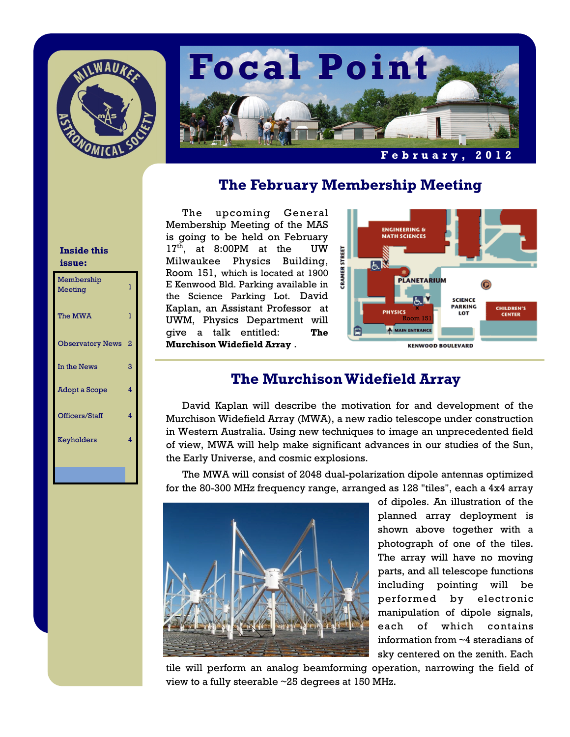# Focal Point

February, 2012

**Inside this issue:**

| | |
|---|---|
| Membership Meeting | 1 |
| The MWA | 1 |
| Observatory News | 2 |
| In the News | 3 |
| Adopt a Scope | 4 |
| Officers/Staff | 4 |
| Keyholders | 4 |

## The February Membership Meeting

The upcoming General Membership Meeting of the MAS is going to be held on February 17th, at 8:00PM at the UW Milwaukee Physics Building, Room 151, which is located at 1900 E Kenwood Bld. Parking available in the Science Parking Lot. David Kaplan, an Assistant Professor at UWM, Physics Department will give a talk entitled: **The Murchison Widefield Array** .

## The Murchison Widefield Array

David Kaplan will describe the motivation for and development of the Murchison Widefield Array (MWA), a new radio telescope under construction in Western Australia. Using new techniques to image an unprecedented field of view, MWA will help make significant advances in our studies of the Sun, the Early Universe, and cosmic explosions.

The MWA will consist of 2048 dual-polarization dipole antennas optimized for the 80-300 MHz frequency range, arranged as 128 "tiles", each a 4x4 array of dipoles. An illustration of the planned array deployment is shown above together with a photograph of one of the tiles. The array will have no moving parts, and all telescope functions including pointing will be performed by electronic manipulation of dipole signals, each of which contains information from ~4 steradians of sky centered on the zenith. Each tile will perform an analog beamforming operation, narrowing the field of view to a fully steerable ~25 degrees at 150 MHz.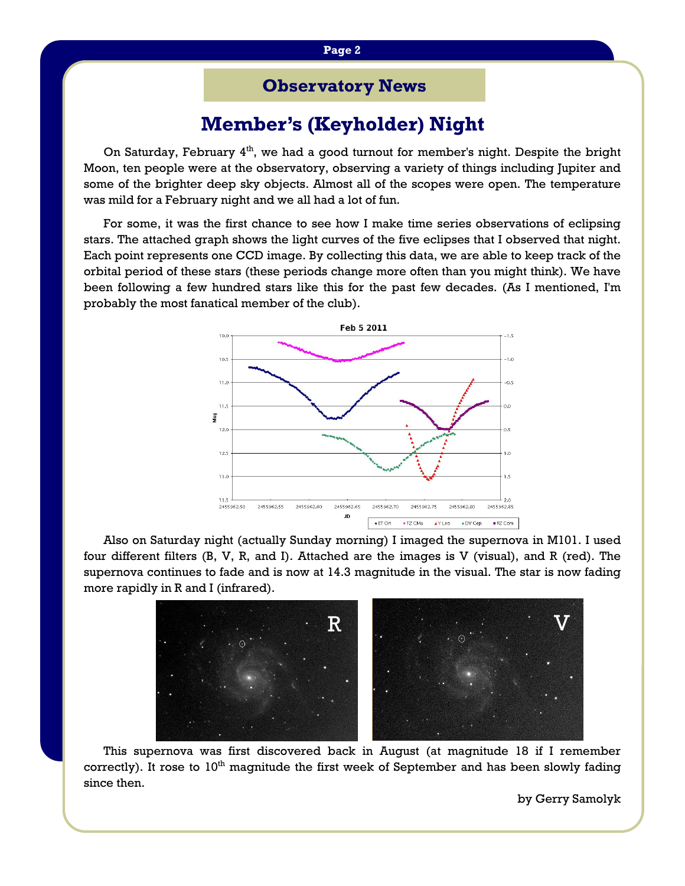## Observatory News

# Member's (Keyholder) Night

On Saturday, February 4th, we had a good turnout for member's night. Despite the bright Moon, ten people were at the observatory, observing a variety of things including Jupiter and some of the brighter deep sky objects. Almost all of the scopes were open. The temperature was mild for a February night and we all had a lot of fun.

For some, it was the first chance to see how I make time series observations of eclipsing stars. The attached graph shows the light curves of the five eclipses that I observed that night. Each point represents one CCD image. By collecting this data, we are able to keep track of the orbital period of these stars (these periods change more often than you might think). We have been following a few hundred stars like this for the past few decades. (As I mentioned, I'm probably the most fanatical member of the club).

Also on Saturday night (actually Sunday morning) I imaged the supernova in M101. I used four different filters (B, V, R, and I). Attached are the images is V (visual), and R (red). The supernova continues to fade and is now at 14.3 magnitude in the visual. The star is now fading more rapidly in R and I (infrared).

This supernova was first discovered back in August (at magnitude 18 if I remember correctly). It rose to 10th magnitude the first week of September and has been slowly fading since then.

by Gerry Samolyk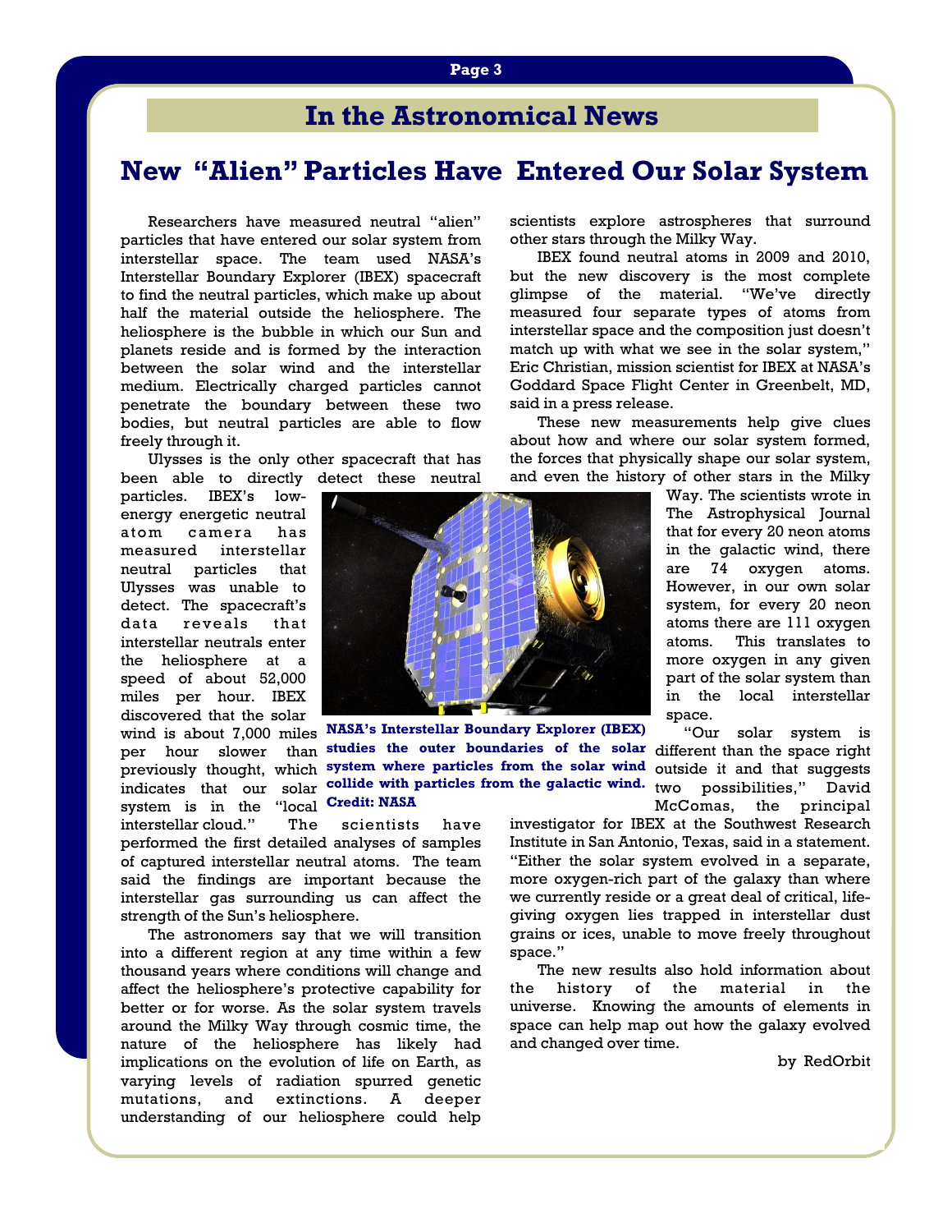# In the Astronomical News

## New "Alien" Particles Have Entered Our Solar System

Researchers have measured neutral "alien" particles that have entered our solar system from interstellar space. The team used NASA's Interstellar Boundary Explorer (IBEX) spacecraft to find the neutral particles, which make up about half the material outside the heliosphere. The heliosphere is the bubble in which our Sun and planets reside and is formed by the interaction between the solar wind and the interstellar medium. Electrically charged particles cannot penetrate the boundary between these two bodies, but neutral particles are able to flow freely through it.

Ulysses is the only other spacecraft that has been able to directly detect these neutral particles. IBEX's low-energy energetic neutral atom camera has measured interstellar neutral particles that Ulysses was unable to detect. The spacecraft's data reveals that interstellar neutrals enter the heliosphere at a speed of about 52,000 miles per hour. IBEX discovered that the solar wind is about 7,000 miles per hour slower than previously thought, which indicates that our solar system is in the "local interstellar cloud." The scientists have performed the first detailed analyses of samples of captured interstellar neutral atoms. The team said the findings are important because the interstellar gas surrounding us can affect the strength of the Sun's heliosphere.

The astronomers say that we will transition into a different region at any time within a few thousand years where conditions will change and affect the heliosphere's protective capability for better or for worse. As the solar system travels around the Milky Way through cosmic time, the nature of the heliosphere has likely had implications on the evolution of life on Earth, as varying levels of radiation spurred genetic mutations, and extinctions. A deeper understanding of our heliosphere could help scientists explore astrospheres that surround other stars through the Milky Way.

IBEX found neutral atoms in 2009 and 2010, but the new discovery is the most complete glimpse of the material. "We've directly measured four separate types of atoms from interstellar space and the composition just doesn't match up with what we see in the solar system," Eric Christian, mission scientist for IBEX at NASA's Goddard Space Flight Center in Greenbelt, MD, said in a press release.

These new measurements help give clues about how and where our solar system formed, the forces that physically shape our solar system, and even the history of other stars in the Milky Way. The scientists wrote in The Astrophysical Journal that for every 20 neon atoms in the galactic wind, there are 74 oxygen atoms. However, in our own solar system, for every 20 neon atoms there are 111 oxygen atoms. This translates to more oxygen in any given part of the solar system than in the local interstellar space.

**NASA's Interstellar Boundary Explorer (IBEX) studies the outer boundaries of the solar system where particles from the solar wind collide with particles from the galactic wind. Credit: NASA**

"Our solar system is different than the space right outside it and that suggests two possibilities," David McComas, the principal investigator for IBEX at the Southwest Research Institute in San Antonio, Texas, said in a statement. "Either the solar system evolved in a separate, more oxygen-rich part of the galaxy than where we currently reside or a great deal of critical, life-giving oxygen lies trapped in interstellar dust grains or ices, unable to move freely throughout space."

The new results also hold information about the history of the material in the universe. Knowing the amounts of elements in space can help map out how the galaxy evolved and changed over time.

by RedOrbit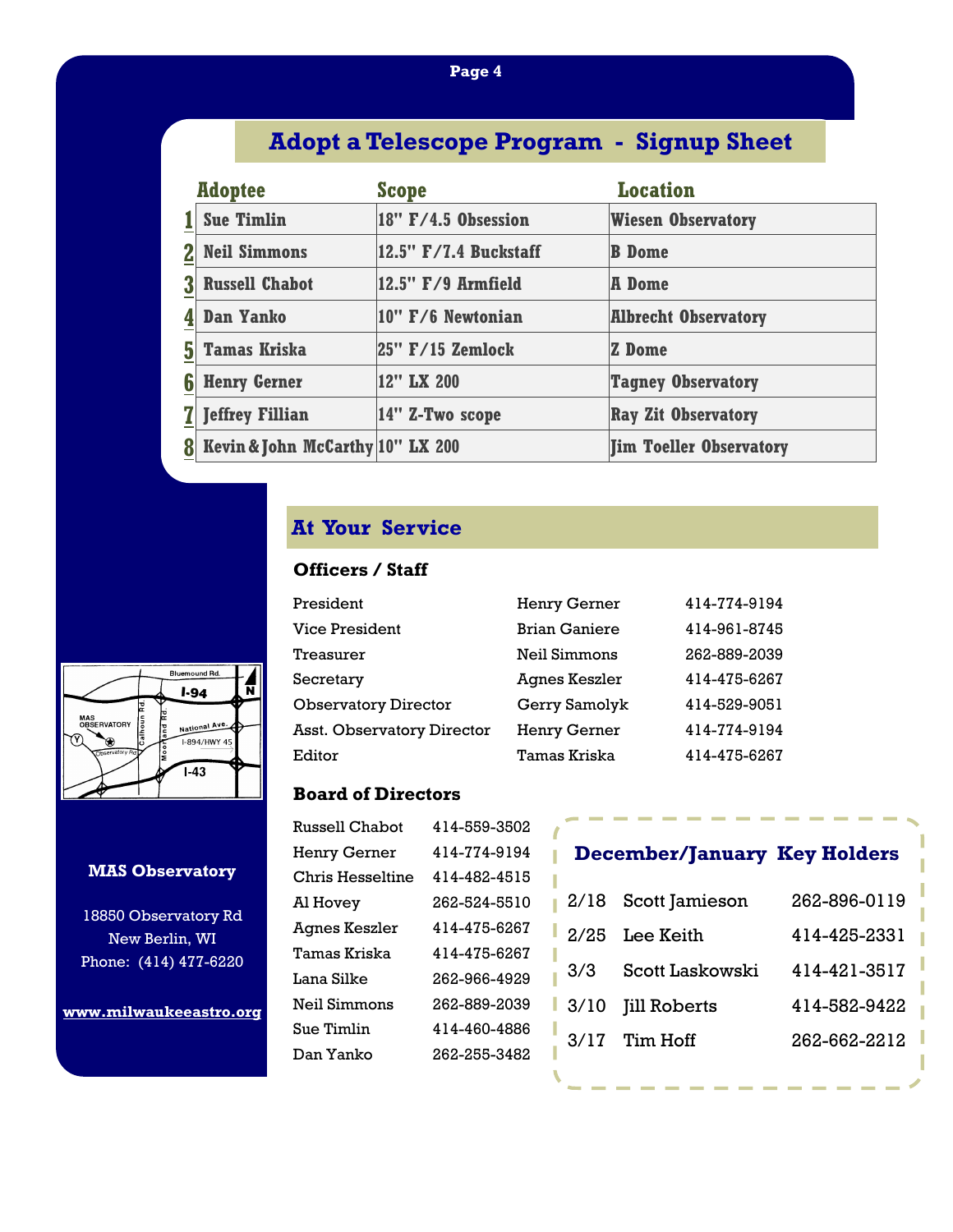## Adopt a Telescope Program - Signup Sheet

| | Adoptee | Scope | Location |
|---|---|---|---|
| 1 | Sue Timlin | 18" F/4.5 Obsession | Wiesen Observatory |
| 2 | Neil Simmons | 12.5" F/7.4 Buckstaff | B Dome |
| 3 | Russell Chabot | 12.5" F/9 Armfield | A Dome |
| 4 | Dan Yanko | 10" F/6 Newtonian | Albrecht Observatory |
| 5 | Tamas Kriska | 25" F/15 Zemlock | Z Dome |
| 6 | Henry Gerner | 12" LX 200 | Tagney Observatory |
| 7 | Jeffrey Fillian | 14" Z-Two scope | Ray Zit Observatory |
| 8 | Kevin & John McCarthy | 10" LX 200 | Jim Toeller Observatory |

## At Your Service

### Officers / Staff

| | | |
|---|---|---|
| President | Henry Gerner | 414-774-9194 |
| Vice President | Brian Ganiere | 414-961-8745 |
| Treasurer | Neil Simmons | 262-889-2039 |
| Secretary | Agnes Keszler | 414-475-6267 |
| Observatory Director | Gerry Samolyk | 414-529-9051 |
| Asst. Observatory Director | Henry Gerner | 414-774-9194 |
| Editor | Tamas Kriska | 414-475-6267 |

### Board of Directors

| | |
|---|---|
| Russell Chabot | 414-559-3502 |
| Henry Gerner | 414-774-9194 |
| Chris Hesseltine | 414-482-4515 |
| Al Hovey | 262-524-5510 |
| Agnes Keszler | 414-475-6267 |
| Tamas Kriska | 414-475-6267 |
| Lana Silke | 262-966-4929 |
| Neil Simmons | 262-889-2039 |
| Sue Timlin | 414-460-4886 |
| Dan Yanko | 262-255-3482 |

### December/January Key Holders

| | | |
|---|---|---|
| 2/18 | Scott Jamieson | 262-896-0119 |
| 2/25 | Lee Keith | 414-425-2331 |
| 3/3 | Scott Laskowski | 414-421-3517 |
| 3/10 | Jill Roberts | 414-582-9422 |
| 3/17 | Tim Hoff | 262-662-2212 |

Bluemound Rd.
I-94
N
MAS OBSERVATORY
Calhoun Rd.
Moorland Rd.
National Ave.
I-894/HWY 45
Y
Observatory Rd
I-43

**MAS Observatory**

18850 Observatory Rd
New Berlin, WI
Phone: (414) 477-6220

**www.milwaukeeastro.org**